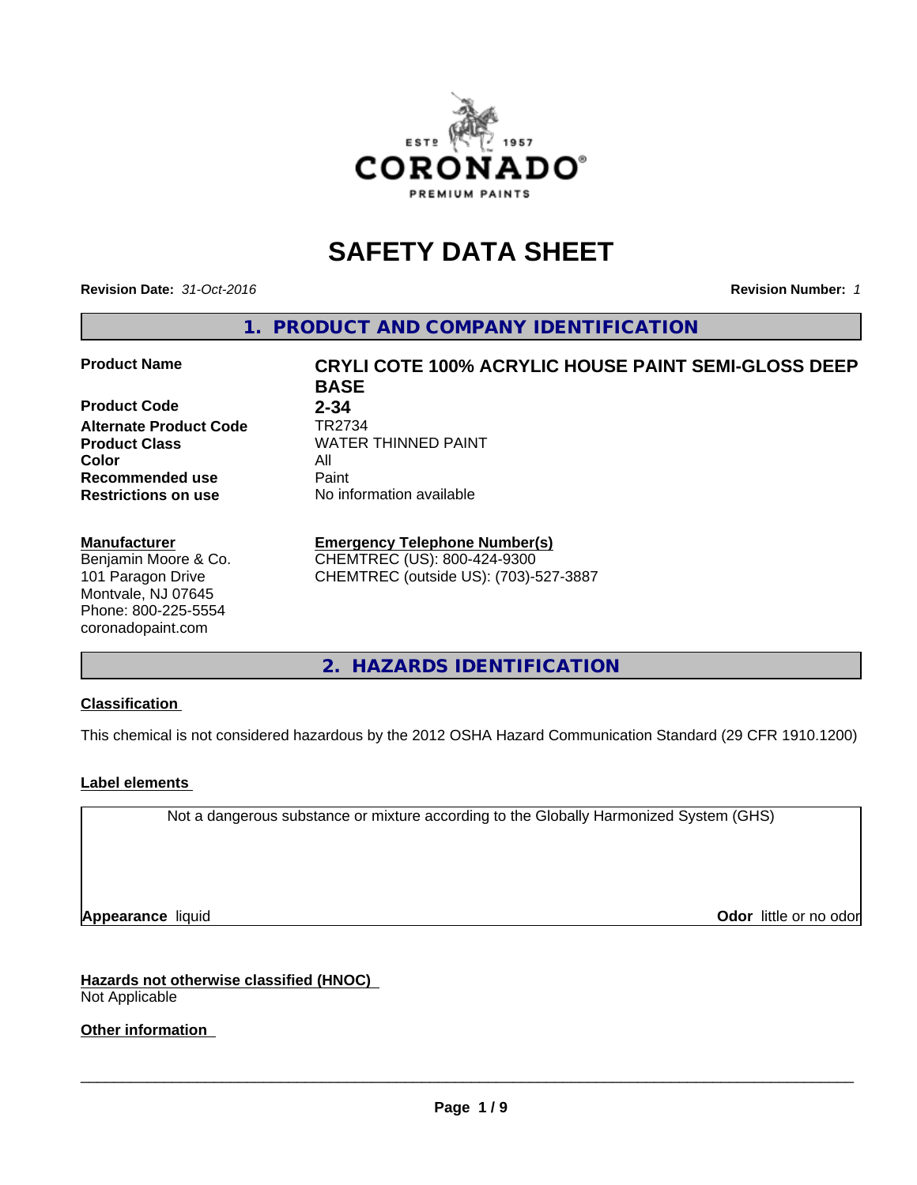# SAFETY DATA SHEET

**Revision Date:** *31-Oct-2016* **Revision Number:** *1*

## 1. PRODUCT AND COMPANY IDENTIFICATION

| | |
|---|---|
| **Product Name** | **CRYLI COTE 100% ACRYLIC HOUSE PAINT SEMI-GLOSS DEEP BASE** |
| **Product Code** | **2-34** |
| **Alternate Product Code** | TR2734 |
| **Product Class** | WATER THINNED PAINT |
| **Color** | All |
| **Recommended use** | Paint |
| **Restrictions on use** | No information available |

**Manufacturer**
Benjamin Moore & Co.
101 Paragon Drive
Montvale, NJ 07645
Phone: 800-225-5554
coronadopaint.com

**Emergency Telephone Number(s)**
CHEMTREC (US): 800-424-9300
CHEMTREC (outside US): (703)-527-3887

## 2. HAZARDS IDENTIFICATION

**Classification**

This chemical is not considered hazardous by the 2012 OSHA Hazard Communication Standard (29 CFR 1910.1200)

**Label elements**

Not a dangerous substance or mixture according to the Globally Harmonized System (GHS)

**Appearance** liquid **Odor** little or no odor

**Hazards not otherwise classified (HNOC)**
Not Applicable

**Other information**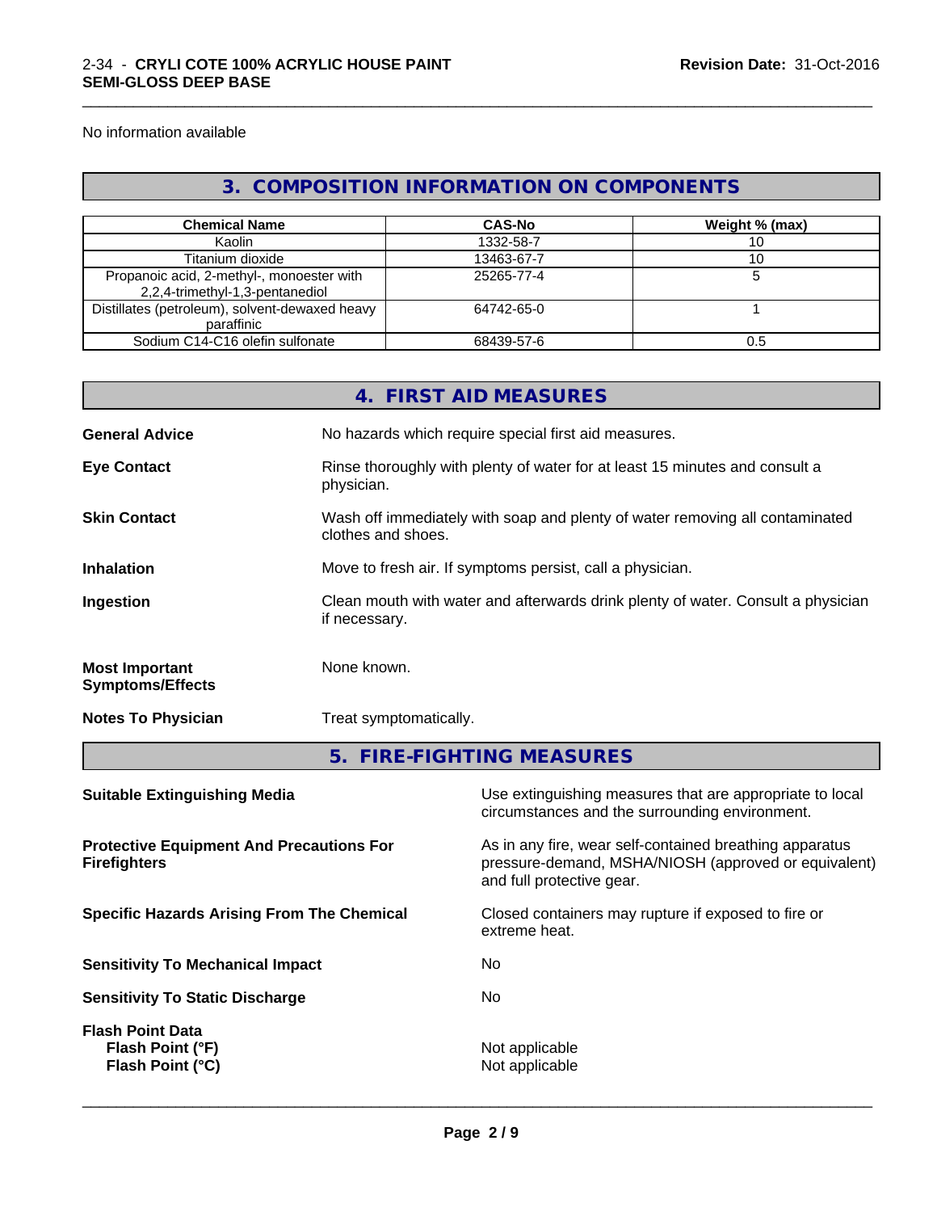No information available

## 3. COMPOSITION INFORMATION ON COMPONENTS

| Chemical Name | CAS-No | Weight % (max) |
|---|---|---|
| Kaolin | 1332-58-7 | 10 |
| Titanium dioxide | 13463-67-7 | 10 |
| Propanoic acid, 2-methyl-, monoester with 2,2,4-trimethyl-1,3-pentanediol | 25265-77-4 | 5 |
| Distillates (petroleum), solvent-dewaxed heavy paraffinic | 64742-65-0 | 1 |
| Sodium C14-C16 olefin sulfonate | 68439-57-6 | 0.5 |

## 4. FIRST AID MEASURES

**General Advice** No hazards which require special first aid measures.

**Eye Contact** Rinse thoroughly with plenty of water for at least 15 minutes and consult a physician.

**Skin Contact** Wash off immediately with soap and plenty of water removing all contaminated clothes and shoes.

**Inhalation** Move to fresh air. If symptoms persist, call a physician.

**Ingestion** Clean mouth with water and afterwards drink plenty of water. Consult a physician if necessary.

**Most Important Symptoms/Effects** None known.

**Notes To Physician** Treat symptomatically.

## 5. FIRE-FIGHTING MEASURES

**Suitable Extinguishing Media** Use extinguishing measures that are appropriate to local circumstances and the surrounding environment.

**Protective Equipment And Precautions For Firefighters** As in any fire, wear self-contained breathing apparatus pressure-demand, MSHA/NIOSH (approved or equivalent) and full protective gear.

**Specific Hazards Arising From The Chemical** Closed containers may rupture if exposed to fire or extreme heat.

**Sensitivity To Mechanical Impact** No

**Sensitivity To Static Discharge** No

**Flash Point Data**
**Flash Point (°F)** Not applicable
**Flash Point (°C)** Not applicable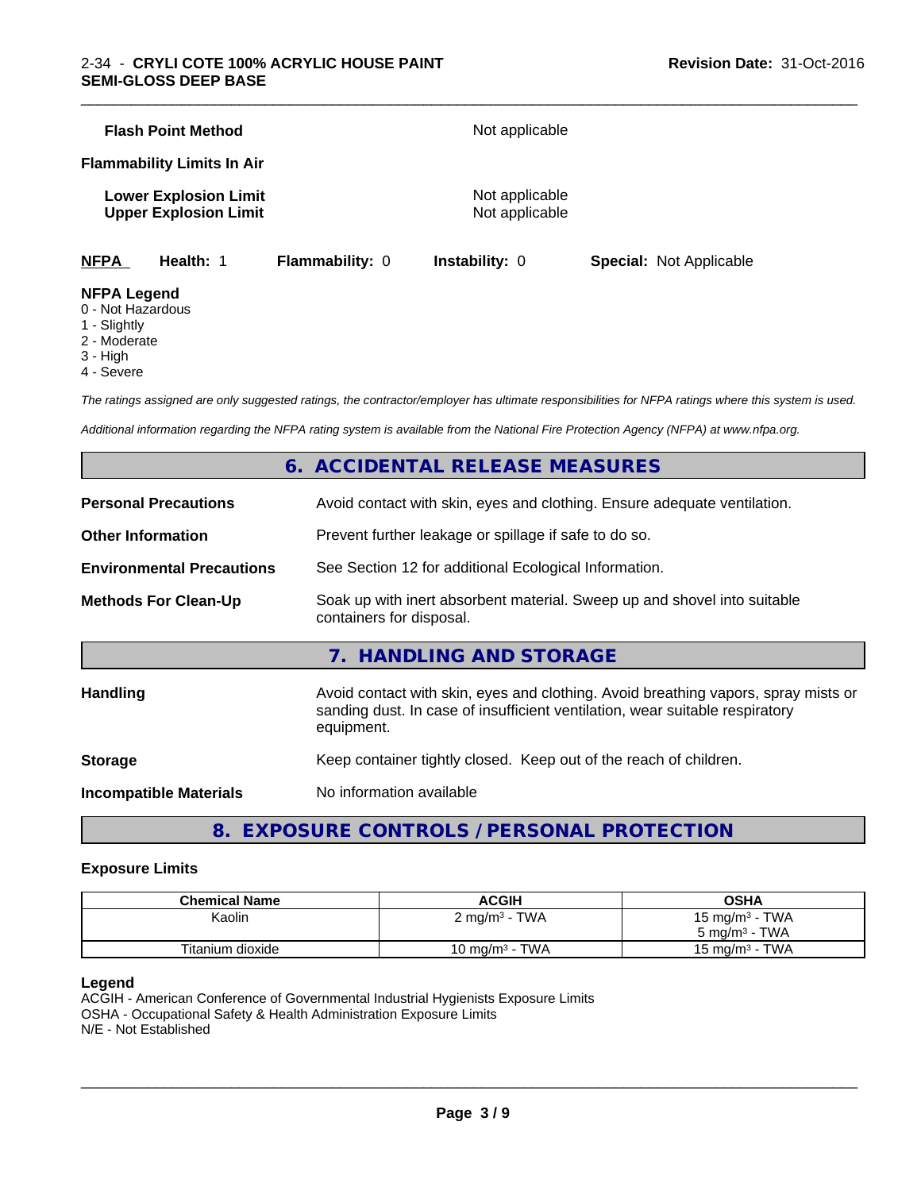**Flash Point Method** Not applicable

**Flammability Limits In Air**

**Lower Explosion Limit** Not applicable
**Upper Explosion Limit** Not applicable

| **NFPA** | **Health:** 1 | **Flammability:** 0 | **Instability:** 0 | **Special:** Not Applicable |
|---|---|---|---|---|

**NFPA Legend**
0 - Not Hazardous
1 - Slightly
2 - Moderate
3 - High
4 - Severe

*The ratings assigned are only suggested ratings, the contractor/employer has ultimate responsibilities for NFPA ratings where this system is used.*

*Additional information regarding the NFPA rating system is available from the National Fire Protection Agency (NFPA) at www.nfpa.org.*

## 6. ACCIDENTAL RELEASE MEASURES

**Personal Precautions** Avoid contact with skin, eyes and clothing. Ensure adequate ventilation.

**Other Information** Prevent further leakage or spillage if safe to do so.

**Environmental Precautions** See Section 12 for additional Ecological Information.

**Methods For Clean-Up** Soak up with inert absorbent material. Sweep up and shovel into suitable containers for disposal.

## 7. HANDLING AND STORAGE

**Handling** Avoid contact with skin, eyes and clothing. Avoid breathing vapors, spray mists or sanding dust. In case of insufficient ventilation, wear suitable respiratory equipment.

**Storage** Keep container tightly closed. Keep out of the reach of children.

**Incompatible Materials** No information available

## 8. EXPOSURE CONTROLS / PERSONAL PROTECTION

### Exposure Limits

| Chemical Name | ACGIH | OSHA |
|---|---|---|
| Kaolin | 2 mg/m³ - TWA | 15 mg/m³ - TWA<br>5 mg/m³ - TWA |
| Titanium dioxide | 10 mg/m³ - TWA | 15 mg/m³ - TWA |

**Legend**
ACGIH - American Conference of Governmental Industrial Hygienists Exposure Limits
OSHA - Occupational Safety & Health Administration Exposure Limits
N/E - Not Established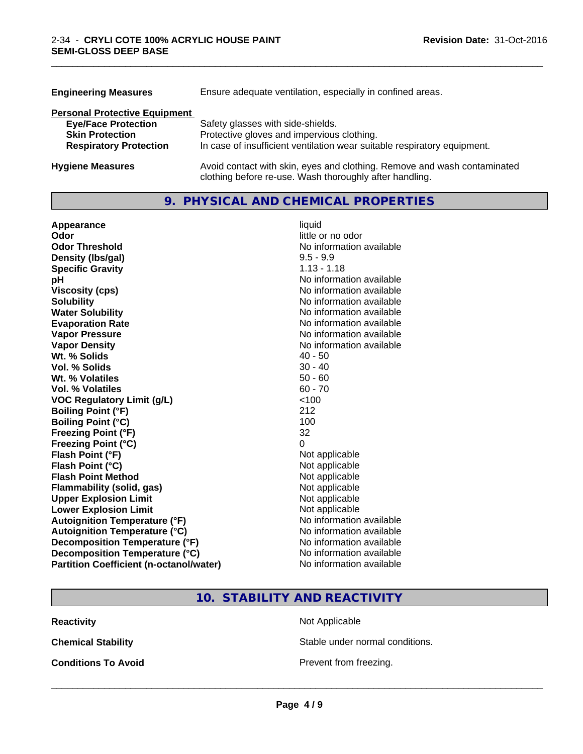| | |
|---|---|
| **Engineering Measures** | Ensure adequate ventilation, especially in confined areas. |

**Personal Protective Equipment**

| | |
|---|---|
| **Eye/Face Protection** | Safety glasses with side-shields. |
| **Skin Protection** | Protective gloves and impervious clothing. |
| **Respiratory Protection** | In case of insufficient ventilation wear suitable respiratory equipment. |

| | |
|---|---|
| **Hygiene Measures** | Avoid contact with skin, eyes and clothing. Remove and wash contaminated clothing before re-use. Wash thoroughly after handling. |

## 9. PHYSICAL AND CHEMICAL PROPERTIES

| | |
|---|---|
| **Appearance** | liquid |
| **Odor** | little or no odor |
| **Odor Threshold** | No information available |
| **Density (lbs/gal)** | 9.5 - 9.9 |
| **Specific Gravity** | 1.13 - 1.18 |
| **pH** | No information available |
| **Viscosity (cps)** | No information available |
| **Solubility** | No information available |
| **Water Solubility** | No information available |
| **Evaporation Rate** | No information available |
| **Vapor Pressure** | No information available |
| **Vapor Density** | No information available |
| **Wt. % Solids** | 40 - 50 |
| **Vol. % Solids** | 30 - 40 |
| **Wt. % Volatiles** | 50 - 60 |
| **Vol. % Volatiles** | 60 - 70 |
| **VOC Regulatory Limit (g/L)** | <100 |
| **Boiling Point (°F)** | 212 |
| **Boiling Point (°C)** | 100 |
| **Freezing Point (°F)** | 32 |
| **Freezing Point (°C)** | 0 |
| **Flash Point (°F)** | Not applicable |
| **Flash Point (°C)** | Not applicable |
| **Flash Point Method** | Not applicable |
| **Flammability (solid, gas)** | Not applicable |
| **Upper Explosion Limit** | Not applicable |
| **Lower Explosion Limit** | Not applicable |
| **Autoignition Temperature (°F)** | No information available |
| **Autoignition Temperature (°C)** | No information available |
| **Decomposition Temperature (°F)** | No information available |
| **Decomposition Temperature (°C)** | No information available |
| **Partition Coefficient (n-octanol/water)** | No information available |

## 10. STABILITY AND REACTIVITY

| | |
|---|---|
| **Reactivity** | Not Applicable |
| **Chemical Stability** | Stable under normal conditions. |
| **Conditions To Avoid** | Prevent from freezing. |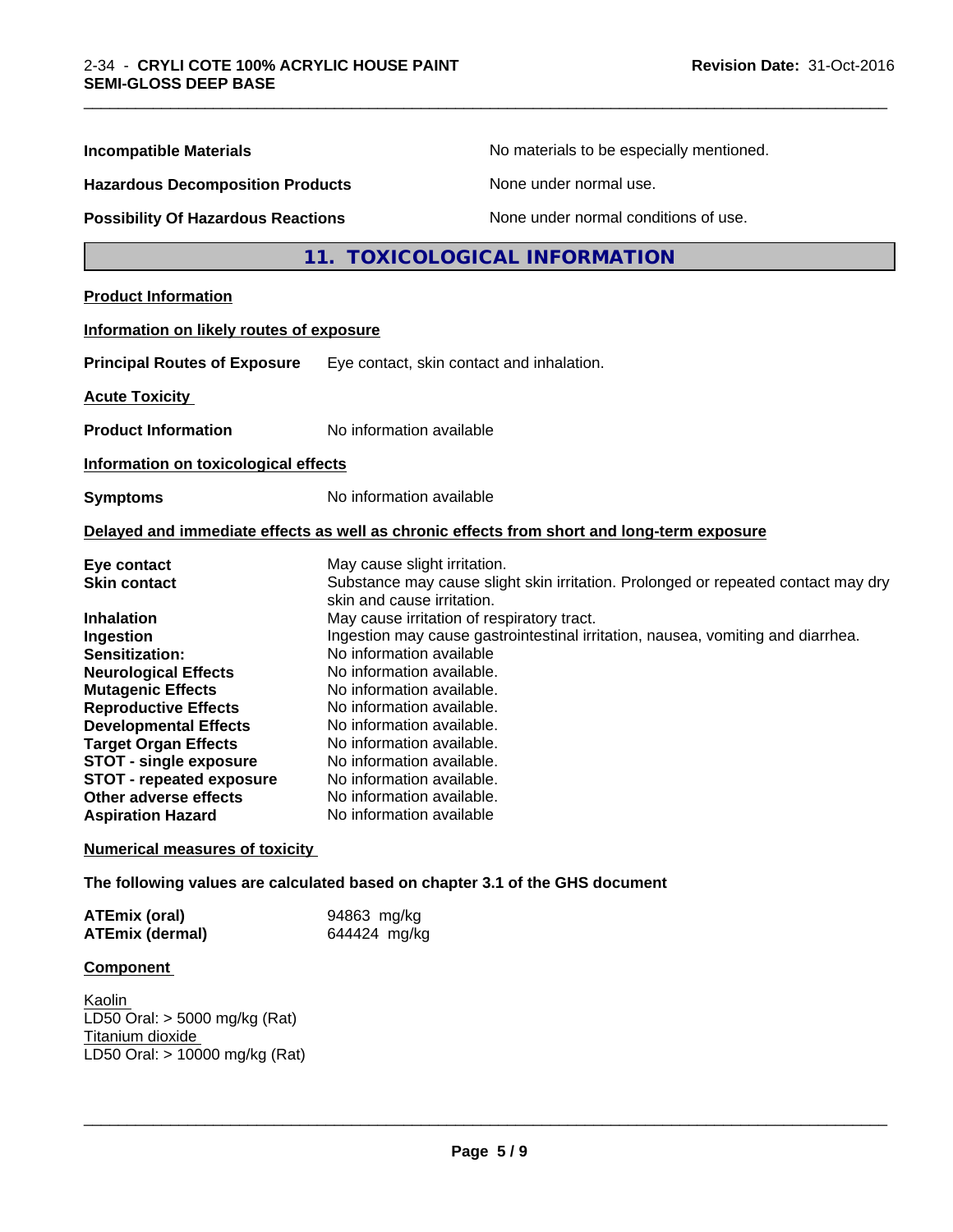| | |
|---|---|
| **Incompatible Materials** | No materials to be especially mentioned. |
| **Hazardous Decomposition Products** | None under normal use. |
| **Possibility Of Hazardous Reactions** | None under normal conditions of use. |

## 11. TOXICOLOGICAL INFORMATION

**Product Information**

**Information on likely routes of exposure**

**Principal Routes of Exposure** Eye contact, skin contact and inhalation.

**Acute Toxicity**

**Product Information** No information available

**Information on toxicological effects**

**Symptoms** No information available

**Delayed and immediate effects as well as chronic effects from short and long-term exposure**

| | |
|---|---|
| **Eye contact** | May cause slight irritation. |
| **Skin contact** | Substance may cause slight skin irritation. Prolonged or repeated contact may dry skin and cause irritation. |
| **Inhalation** | May cause irritation of respiratory tract. |
| **Ingestion** | Ingestion may cause gastrointestinal irritation, nausea, vomiting and diarrhea. |
| **Sensitization:** | No information available |
| **Neurological Effects** | No information available. |
| **Mutagenic Effects** | No information available. |
| **Reproductive Effects** | No information available. |
| **Developmental Effects** | No information available. |
| **Target Organ Effects** | No information available. |
| **STOT - single exposure** | No information available. |
| **STOT - repeated exposure** | No information available. |
| **Other adverse effects** | No information available. |
| **Aspiration Hazard** | No information available |

**Numerical measures of toxicity**

**The following values are calculated based on chapter 3.1 of the GHS document**

| | |
|---|---|
| **ATEmix (oral)** | 94863 mg/kg |
| **ATEmix (dermal)** | 644424 mg/kg |

**Component**

Kaolin
LD50 Oral: > 5000 mg/kg (Rat)
Titanium dioxide
LD50 Oral: > 10000 mg/kg (Rat)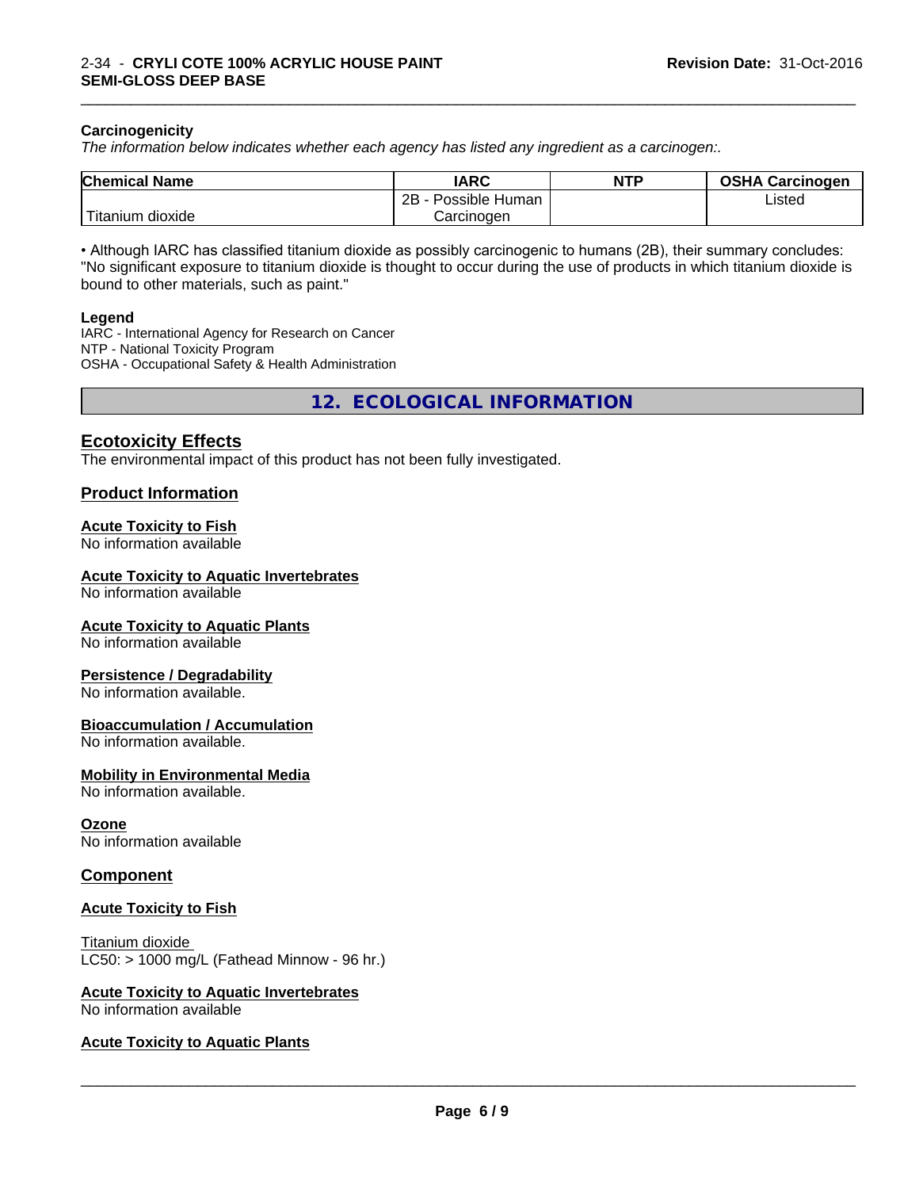**Carcinogenicity**

*The information below indicates whether each agency has listed any ingredient as a carcinogen:.*

| Chemical Name | IARC | NTP | OSHA Carcinogen |
|---|---|---|---|
| Titanium dioxide | 2B - Possible Human Carcinogen | | Listed |

• Although IARC has classified titanium dioxide as possibly carcinogenic to humans (2B), their summary concludes: "No significant exposure to titanium dioxide is thought to occur during the use of products in which titanium dioxide is bound to other materials, such as paint."

**Legend**

IARC - International Agency for Research on Cancer
NTP - National Toxicity Program
OSHA - Occupational Safety & Health Administration

## 12. ECOLOGICAL INFORMATION

### Ecotoxicity Effects

The environmental impact of this product has not been fully investigated.

### Product Information

**Acute Toxicity to Fish**
No information available

**Acute Toxicity to Aquatic Invertebrates**
No information available

**Acute Toxicity to Aquatic Plants**
No information available

**Persistence / Degradability**
No information available.

**Bioaccumulation / Accumulation**
No information available.

**Mobility in Environmental Media**
No information available.

**Ozone**
No information available

### Component

**Acute Toxicity to Fish**

Titanium dioxide
LC50: > 1000 mg/L (Fathead Minnow - 96 hr.)

**Acute Toxicity to Aquatic Invertebrates**
No information available

**Acute Toxicity to Aquatic Plants**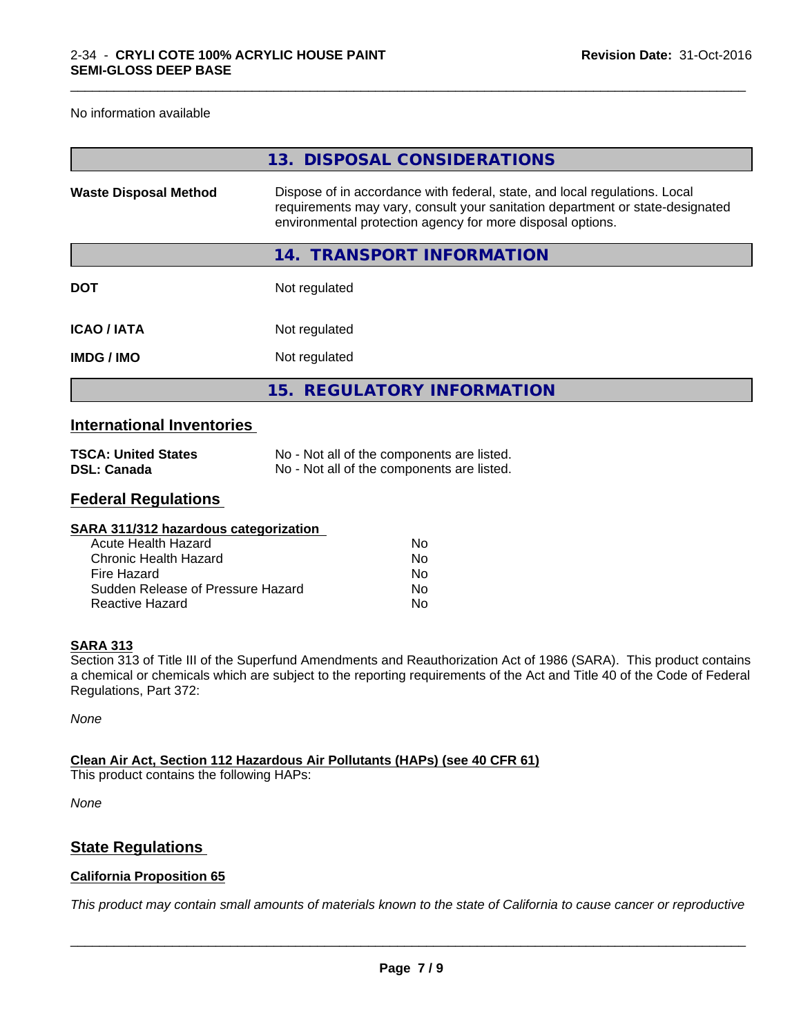No information available

## 13. DISPOSAL CONSIDERATIONS

| | |
|---|---|
| **Waste Disposal Method** | Dispose of in accordance with federal, state, and local regulations. Local requirements may vary, consult your sanitation department or state-designated environmental protection agency for more disposal options. |

## 14. TRANSPORT INFORMATION

| | |
|---|---|
| **DOT** | Not regulated |
| **ICAO / IATA** | Not regulated |
| **IMDG / IMO** | Not regulated |

## 15. REGULATORY INFORMATION

### International Inventories

| | |
|---|---|
| **TSCA: United States** | No - Not all of the components are listed. |
| **DSL: Canada** | No - Not all of the components are listed. |

### Federal Regulations

**SARA 311/312 hazardous categorization**

| | |
|---|---|
| Acute Health Hazard | No |
| Chronic Health Hazard | No |
| Fire Hazard | No |
| Sudden Release of Pressure Hazard | No |
| Reactive Hazard | No |

**SARA 313**

Section 313 of Title III of the Superfund Amendments and Reauthorization Act of 1986 (SARA). This product contains a chemical or chemicals which are subject to the reporting requirements of the Act and Title 40 of the Code of Federal Regulations, Part 372:

*None*

**Clean Air Act, Section 112 Hazardous Air Pollutants (HAPs) (see 40 CFR 61)**

This product contains the following HAPs:

*None*

### State Regulations

**California Proposition 65**

*This product may contain small amounts of materials known to the state of California to cause cancer or reproductive*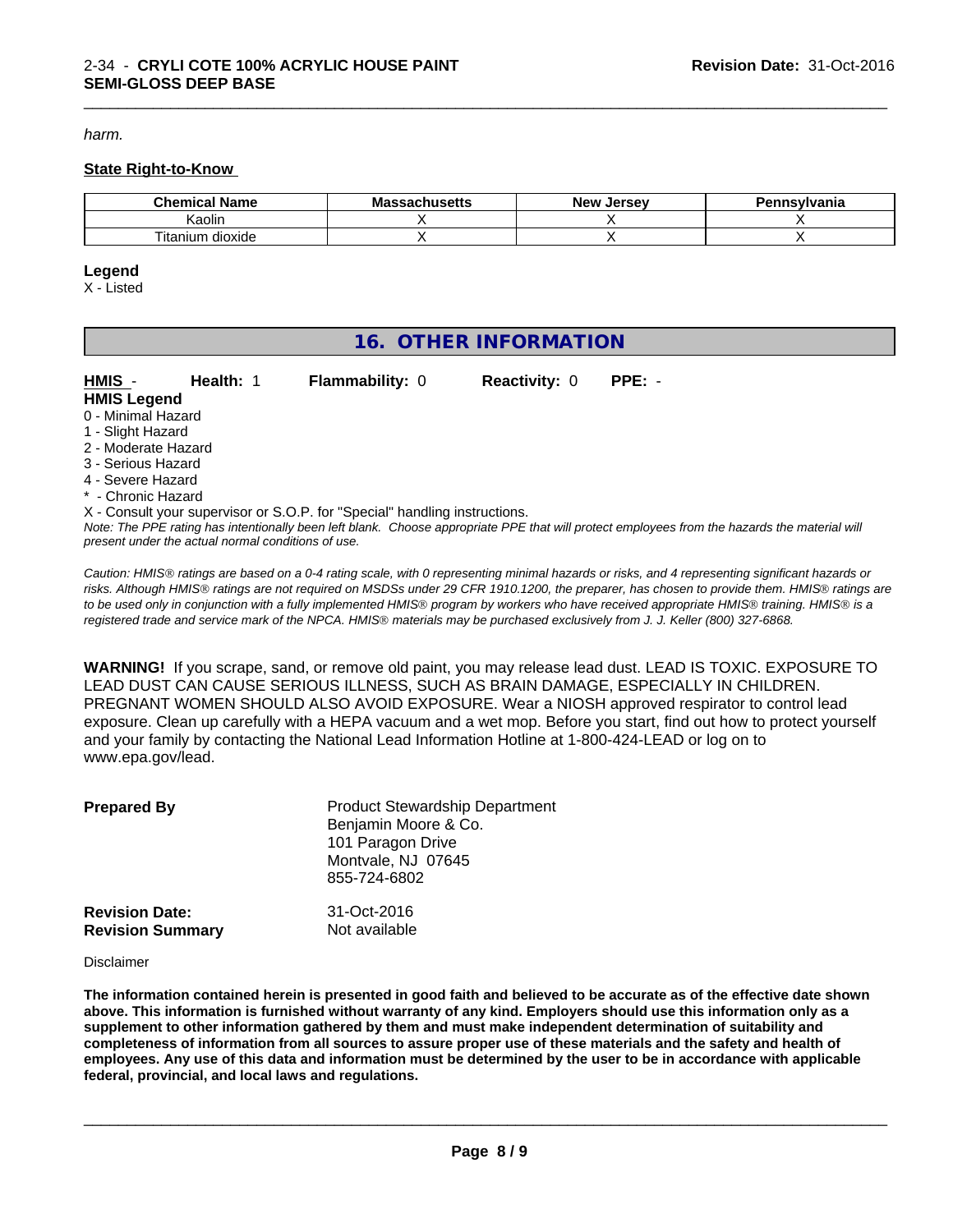*harm.*

**State Right-to-Know**

| Chemical Name | Massachusetts | New Jersey | Pennsylvania |
|---|---|---|---|
| Kaolin | X | X | X |
| Titanium dioxide | X | X | X |

**Legend**

X - Listed

## 16. OTHER INFORMATION

**HMIS** - **Health:** 1 **Flammability:** 0 **Reactivity:** 0 **PPE:** -

**HMIS Legend**

0 - Minimal Hazard
1 - Slight Hazard
2 - Moderate Hazard
3 - Serious Hazard
4 - Severe Hazard
* - Chronic Hazard
X - Consult your supervisor or S.O.P. for "Special" handling instructions.

*Note: The PPE rating has intentionally been left blank. Choose appropriate PPE that will protect employees from the hazards the material will present under the actual normal conditions of use.*

*Caution: HMIS® ratings are based on a 0-4 rating scale, with 0 representing minimal hazards or risks, and 4 representing significant hazards or risks. Although HMIS® ratings are not required on MSDSs under 29 CFR 1910.1200, the preparer, has chosen to provide them. HMIS® ratings are to be used only in conjunction with a fully implemented HMIS® program by workers who have received appropriate HMIS® training. HMIS® is a registered trade and service mark of the NPCA. HMIS® materials may be purchased exclusively from J. J. Keller (800) 327-6868.*

**WARNING!** If you scrape, sand, or remove old paint, you may release lead dust. LEAD IS TOXIC. EXPOSURE TO LEAD DUST CAN CAUSE SERIOUS ILLNESS, SUCH AS BRAIN DAMAGE, ESPECIALLY IN CHILDREN. PREGNANT WOMEN SHOULD ALSO AVOID EXPOSURE. Wear a NIOSH approved respirator to control lead exposure. Clean up carefully with a HEPA vacuum and a wet mop. Before you start, find out how to protect yourself and your family by contacting the National Lead Information Hotline at 1-800-424-LEAD or log on to www.epa.gov/lead.

**Prepared By**
Product Stewardship Department
Benjamin Moore & Co.
101 Paragon Drive
Montvale, NJ 07645
855-724-6802

**Revision Date:** 31-Oct-2016
**Revision Summary** Not available

Disclaimer

**The information contained herein is presented in good faith and believed to be accurate as of the effective date shown above. This information is furnished without warranty of any kind. Employers should use this information only as a supplement to other information gathered by them and must make independent determination of suitability and completeness of information from all sources to assure proper use of these materials and the safety and health of employees. Any use of this data and information must be determined by the user to be in accordance with applicable federal, provincial, and local laws and regulations.**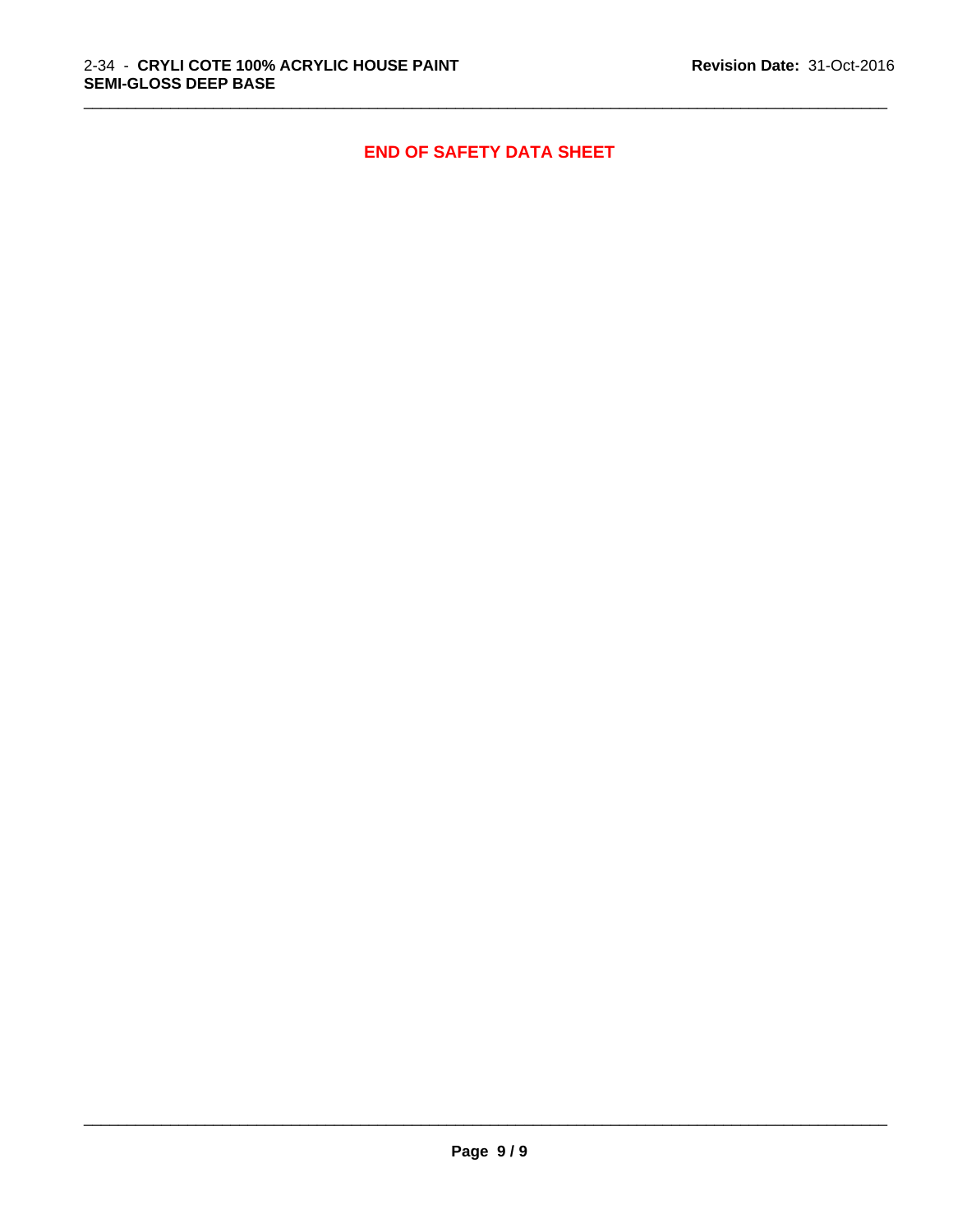**END OF SAFETY DATA SHEET**